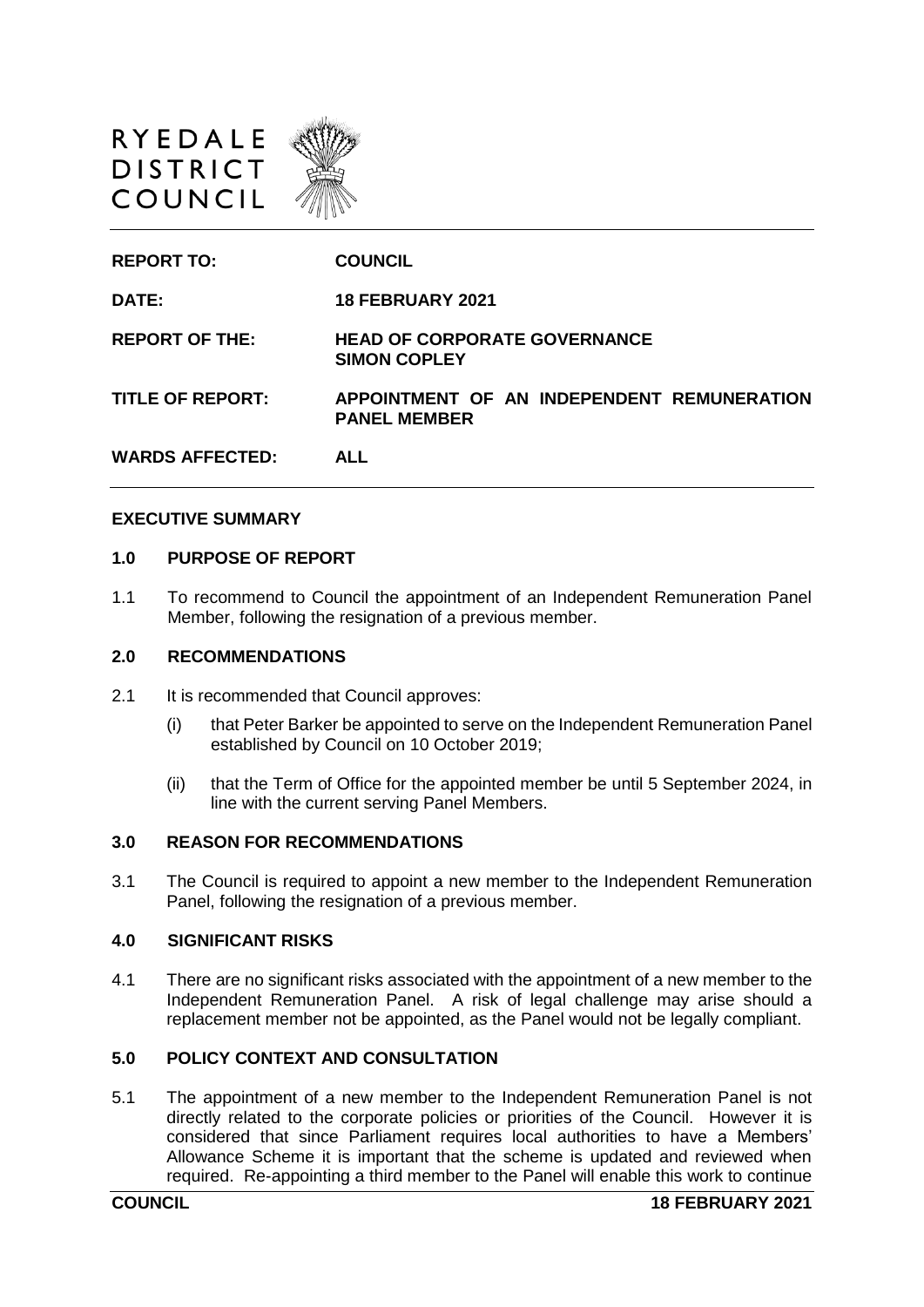RYEDALE DISTRICT COUNCIL

| | |
|---|---|
| **REPORT TO:** | **COUNCIL** |
| **DATE:** | **18 FEBRUARY 2021** |
| **REPORT OF THE:** | **HEAD OF CORPORATE GOVERNANCE SIMON COPLEY** |
| **TITLE OF REPORT:** | **APPOINTMENT OF AN INDEPENDENT REMUNERATION PANEL MEMBER** |
| **WARDS AFFECTED:** | **ALL** |

## EXECUTIVE SUMMARY

### 1.0 PURPOSE OF REPORT

1.1 To recommend to Council the appointment of an Independent Remuneration Panel Member, following the resignation of a previous member.

### 2.0 RECOMMENDATIONS

2.1 It is recommended that Council approves:

(i) that Peter Barker be appointed to serve on the Independent Remuneration Panel established by Council on 10 October 2019;

(ii) that the Term of Office for the appointed member be until 5 September 2024, in line with the current serving Panel Members.

### 3.0 REASON FOR RECOMMENDATIONS

3.1 The Council is required to appoint a new member to the Independent Remuneration Panel, following the resignation of a previous member.

### 4.0 SIGNIFICANT RISKS

4.1 There are no significant risks associated with the appointment of a new member to the Independent Remuneration Panel. A risk of legal challenge may arise should a replacement member not be appointed, as the Panel would not be legally compliant.

### 5.0 POLICY CONTEXT AND CONSULTATION

5.1 The appointment of a new member to the Independent Remuneration Panel is not directly related to the corporate policies or priorities of the Council. However it is considered that since Parliament requires local authorities to have a Members' Allowance Scheme it is important that the scheme is updated and reviewed when required. Re-appointing a third member to the Panel will enable this work to continue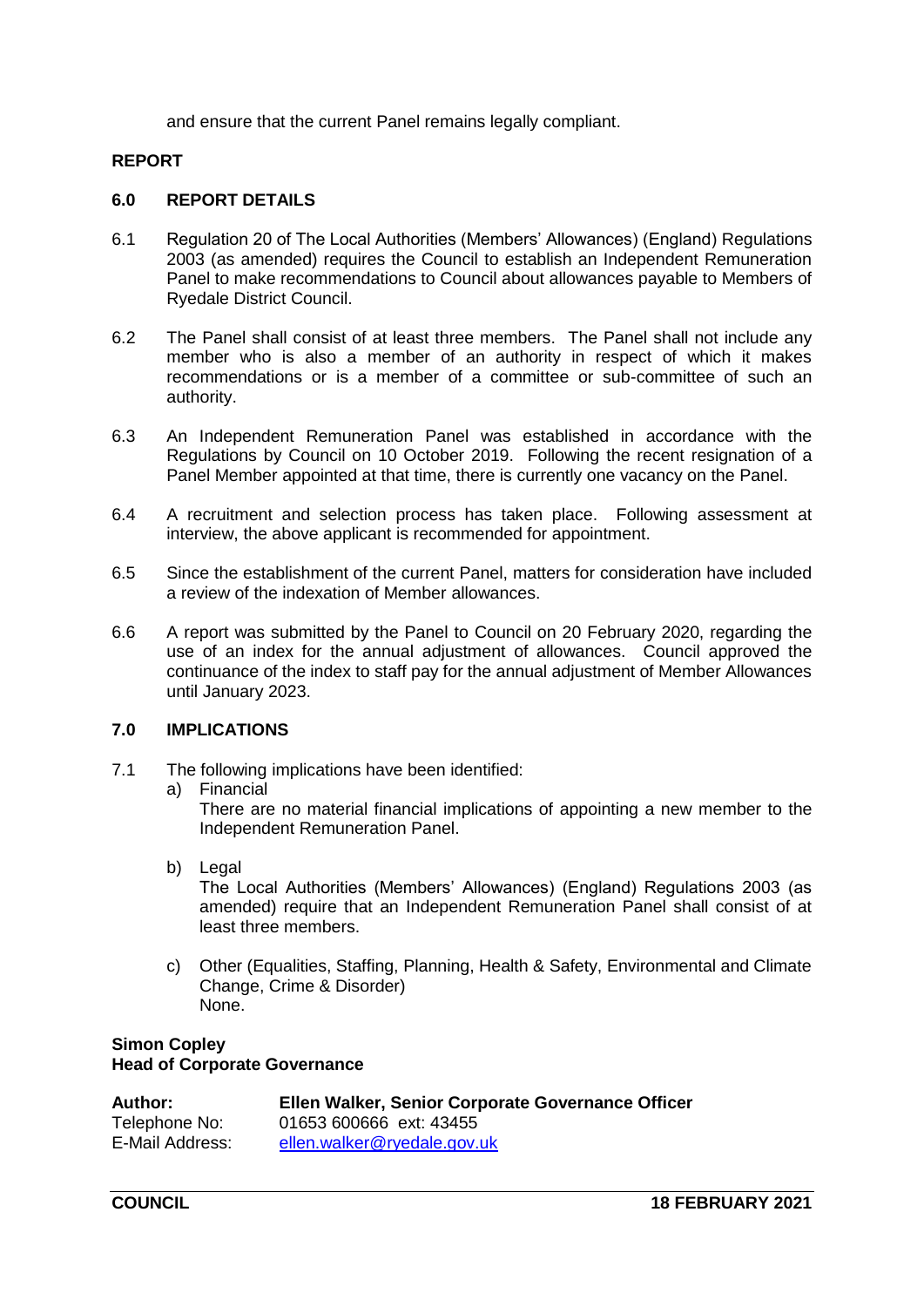and ensure that the current Panel remains legally compliant.

**REPORT**

## 6.0 REPORT DETAILS

6.1 Regulation 20 of The Local Authorities (Members' Allowances) (England) Regulations 2003 (as amended) requires the Council to establish an Independent Remuneration Panel to make recommendations to Council about allowances payable to Members of Ryedale District Council.

6.2 The Panel shall consist of at least three members. The Panel shall not include any member who is also a member of an authority in respect of which it makes recommendations or is a member of a committee or sub-committee of such an authority.

6.3 An Independent Remuneration Panel was established in accordance with the Regulations by Council on 10 October 2019. Following the recent resignation of a Panel Member appointed at that time, there is currently one vacancy on the Panel.

6.4 A recruitment and selection process has taken place. Following assessment at interview, the above applicant is recommended for appointment.

6.5 Since the establishment of the current Panel, matters for consideration have included a review of the indexation of Member allowances.

6.6 A report was submitted by the Panel to Council on 20 February 2020, regarding the use of an index for the annual adjustment of allowances. Council approved the continuance of the index to staff pay for the annual adjustment of Member Allowances until January 2023.

## 7.0 IMPLICATIONS

7.1 The following implications have been identified:

a) Financial
There are no material financial implications of appointing a new member to the Independent Remuneration Panel.

b) Legal
The Local Authorities (Members' Allowances) (England) Regulations 2003 (as amended) require that an Independent Remuneration Panel shall consist of at least three members.

c) Other (Equalities, Staffing, Planning, Health & Safety, Environmental and Climate Change, Crime & Disorder)
None.

**Simon Copley**
**Head of Corporate Governance**

| | |
|---|---|
| **Author:** | **Ellen Walker, Senior Corporate Governance Officer** |
| Telephone No: | 01653 600666 ext: 43455 |
| E-Mail Address: | ellen.walker@ryedale.gov.uk |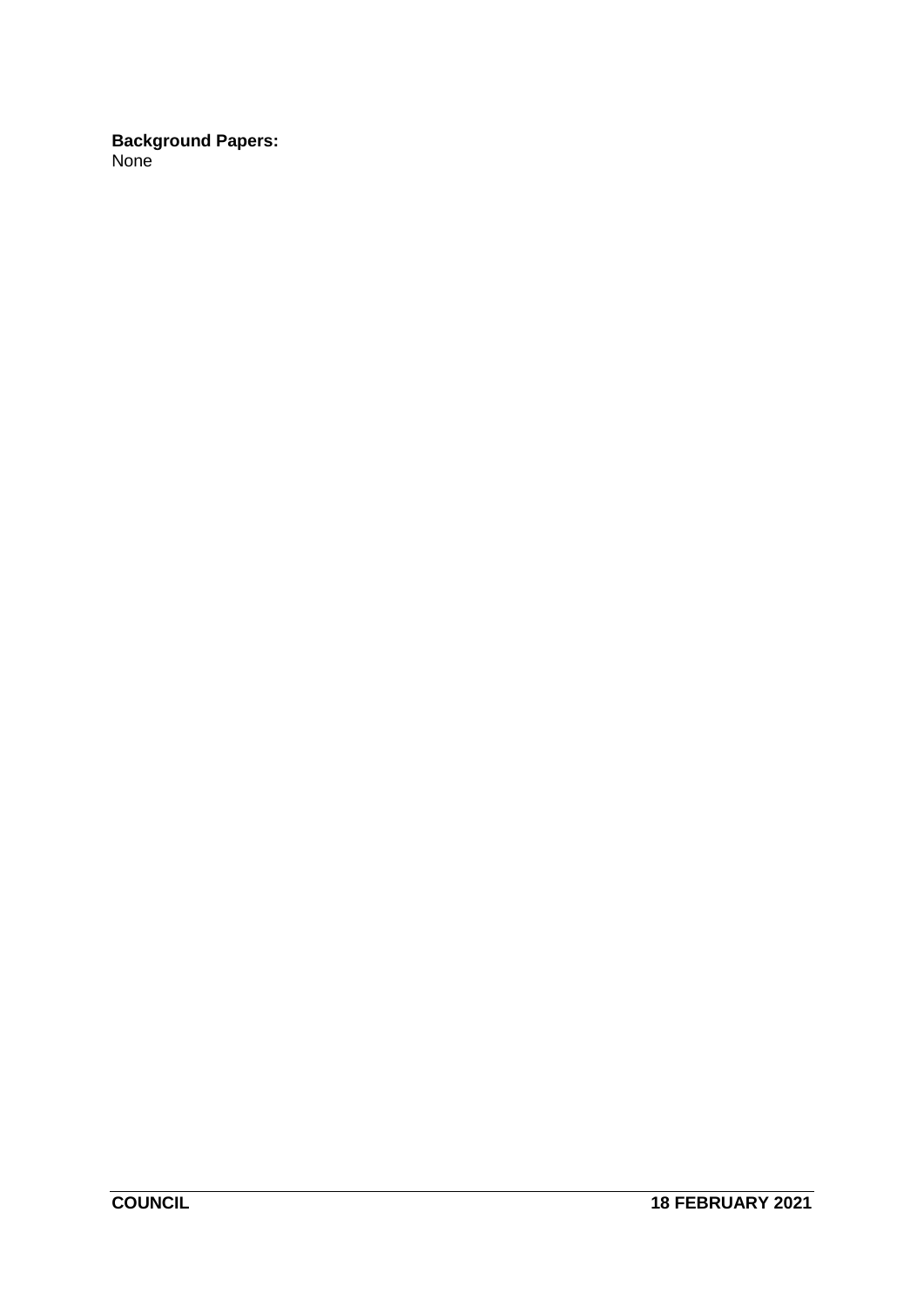**Background Papers:**
None